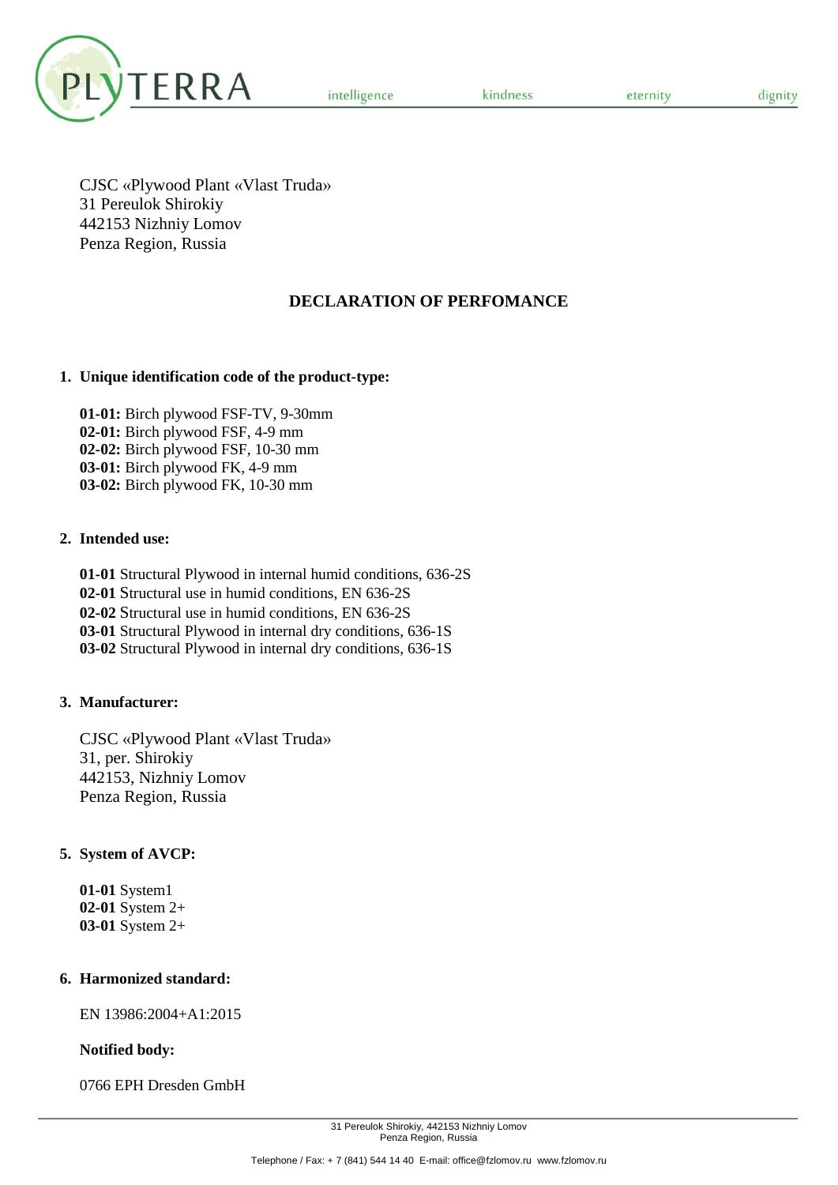CJSC «Plywood Plant «Vlast Truda»
31 Pereulok Shirokiy
442153 Nizhniy Lomov
Penza Region, Russia

# DECLARATION OF PERFOMANCE

**1. Unique identification code of the product-type:**

**01-01:** Birch plywood FSF-TV, 9-30mm
**02-01:** Birch plywood FSF, 4-9 mm
**02-02:** Birch plywood FSF, 10-30 mm
**03-01:** Birch plywood FK, 4-9 mm
**03-02:** Birch plywood FK, 10-30 mm

**2. Intended use:**

**01-01** Structural Plywood in internal humid conditions, 636-2S
**02-01** Structural use in humid conditions, EN 636-2S
**02-02** Structural use in humid conditions, EN 636-2S
**03-01** Structural Plywood in internal dry conditions, 636-1S
**03-02** Structural Plywood in internal dry conditions, 636-1S

**3. Manufacturer:**

CJSC «Plywood Plant «Vlast Truda»
31, per. Shirokiy
442153, Nizhniy Lomov
Penza Region, Russia

**5. System of AVCP:**

**01-01** System1
**02-01** System 2+
**03-01** System 2+

**6. Harmonized standard:**

EN 13986:2004+A1:2015

**Notified body:**

0766 EPH Dresden GmbH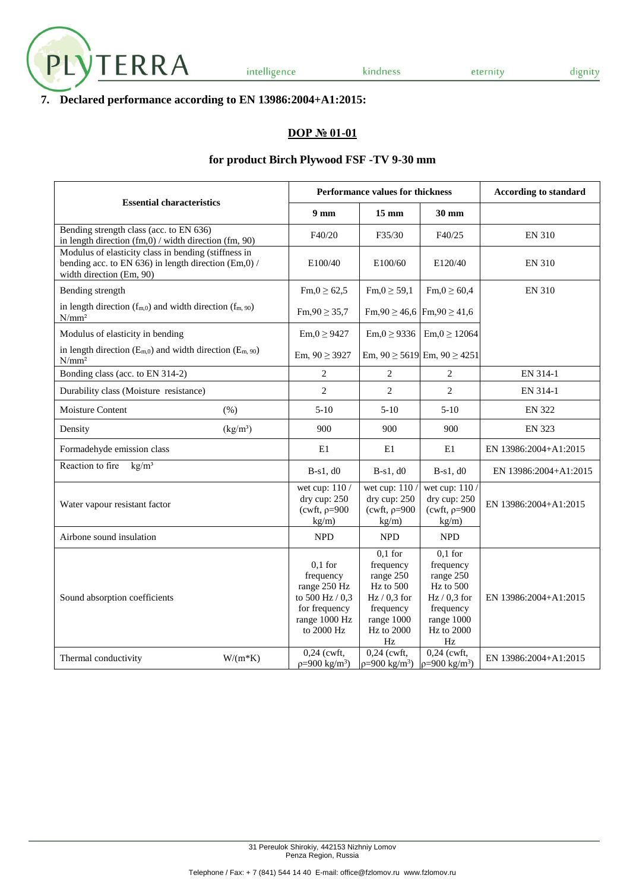## 7. Declared performance according to EN 13986:2004+A1:2015:

**DOP № 01-01**

**for product Birch Plywood FSF -TV 9-30 mm**

| Essential characteristics | Performance values for thickness | | | According to standard |
|---|---|---|---|---|
| | 9 mm | 15 mm | 30 mm | |
| Bending strength class (acc. to EN 636) in length direction (fm,0) / width direction (fm, 90) | F40/20 | F35/30 | F40/25 | EN 310 |
| Modulus of elasticity class in bending (stiffness in bending acc. to EN 636) in length direction (Em,0) / width direction (Em, 90) | E100/40 | E100/60 | E120/40 | EN 310 |
| Bending strength | Fm,0 ≥ 62,5 | Fm,0 ≥ 59,1 | Fm,0 ≥ 60,4 | EN 310 |
| in length direction ($f_{m,0}$) and width direction ($f_{m, 90}$) N/mm² | Fm,90 ≥ 35,7 | Fm,90 ≥ 46,6 | Fm,90 ≥ 41,6 | |
| Modulus of elasticity in bending | Em,0 ≥ 9427 | Em,0 ≥ 9336 | Em,0 ≥ 12064 | |
| in length direction ($E_{m,0}$) and width direction ($E_{m, 90}$) N/mm² | Em, 90 ≥ 3927 | Em, 90 ≥ 5619 | Em, 90 ≥ 4251 | |
| Bonding class (acc. to EN 314-2) | 2 | 2 | 2 | EN 314-1 |
| Durability class (Moisture resistance) | 2 | 2 | 2 | EN 314-1 |
| Moisture Content (%) | 5-10 | 5-10 | 5-10 | EN 322 |
| Density (kg/m³) | 900 | 900 | 900 | EN 323 |
| Formadehyde emission class | E1 | E1 | E1 | EN 13986:2004+A1:2015 |
| Reaction to fire kg/m³ | B-s1, d0 | B-s1, d0 | B-s1, d0 | EN 13986:2004+A1:2015 |
| Water vapour resistant factor | wet cup: 110 / dry cup: 250 (cwft, ρ=900 kg/m) | wet cup: 110 / dry cup: 250 (cwft, ρ=900 kg/m) | wet cup: 110 / dry cup: 250 (cwft, ρ=900 kg/m) | EN 13986:2004+A1:2015 |
| Airbone sound insulation | NPD | NPD | NPD | |
| Sound absorption coefficients | 0,1 for frequency range 250 Hz to 500 Hz / 0,3 for frequency range 1000 Hz to 2000 Hz | 0,1 for frequency range 250 Hz to 500 Hz / 0,3 for frequency range 1000 Hz to 2000 Hz | 0,1 for frequency range 250 Hz to 500 Hz / 0,3 for frequency range 1000 Hz to 2000 Hz | EN 13986:2004+A1:2015 |
| Thermal conductivity W/(m*K) | 0,24 (cwft, ρ=900 kg/m³) | 0,24 (cwft, ρ=900 kg/m³) | 0,24 (cwft, ρ=900 kg/m³) | EN 13986:2004+A1:2015 |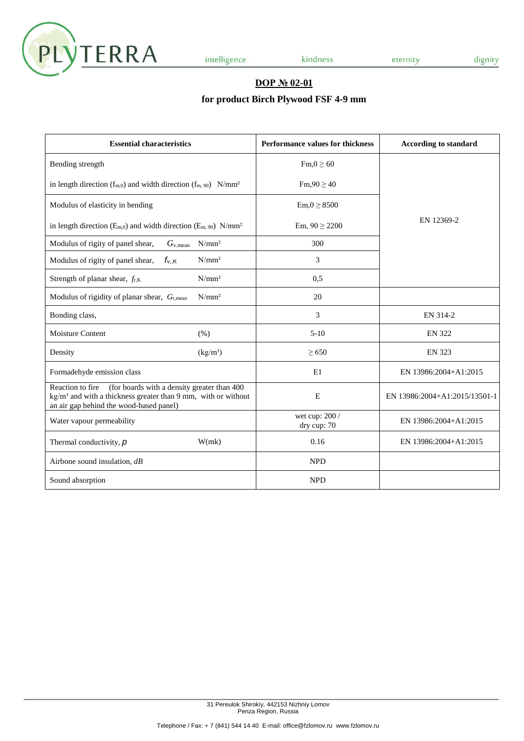## DOP № 02-01

## for product Birch Plywood FSF 4-9 mm

| Essential characteristics | Performance values for thickness | According to standard |
|---|---|---|
| Bending strength<br>in length direction ($f_{m,0}$) and width direction ($f_{m,90}$) N/mm² | Fm,0 ≥ 60<br>Fm,90 ≥ 40 | EN 12369-2 |
| Modulus of elasticity in bending<br>in length direction ($E_{m,0}$) and width direction ($E_{m,90}$) N/mm² | Em,0 ≥ 8500<br>Em, 90 ≥ 2200 | |
| Modulus of rigity of panel shear, $G_{v.mean}$ N/mm² | 300 | |
| Modulus of rigity of panel shear, $f_{v,,K}$ N/mm² | 3 | |
| Strength of planar shear, $f_{r,K}$ N/mm² | 0,5 | |
| Modulus of rigidity of planar shear, $G_{r,mean}$ N/mm² | 20 | |
| Bonding class, | 3 | EN 314-2 |
| Moisture Content (%) | 5-10 | EN 322 |
| Density (kg/m³) | ≥ 650 | EN 323 |
| Formadehyde emission class | E1 | EN 13986:2004+A1:2015 |
| Reaction to fire (for boards with a density greater than 400 kg/m³ and with a thickness greater than 9 mm, with or without an air gap behind the wood-based panel) | E | EN 13986:2004+A1:2015/13501-1 |
| Water vapour permeability | wet cup: 200 /<br>dry cup: 70 | EN 13986:2004+A1:2015 |
| Thermal conductivity, $p$ W(mk) | 0.16 | EN 13986:2004+A1:2015 |
| Airbone sound insulation, *dB* | NPD | |
| Sound absorption | NPD | |

31 Pereulok Shirokiy, 442153 Nizhniy Lomov
Penza Region, Russia

Telephone / Fax: + 7 (841) 544 14 40 E-mail: office@fzlomov.ru www.fzlomov.ru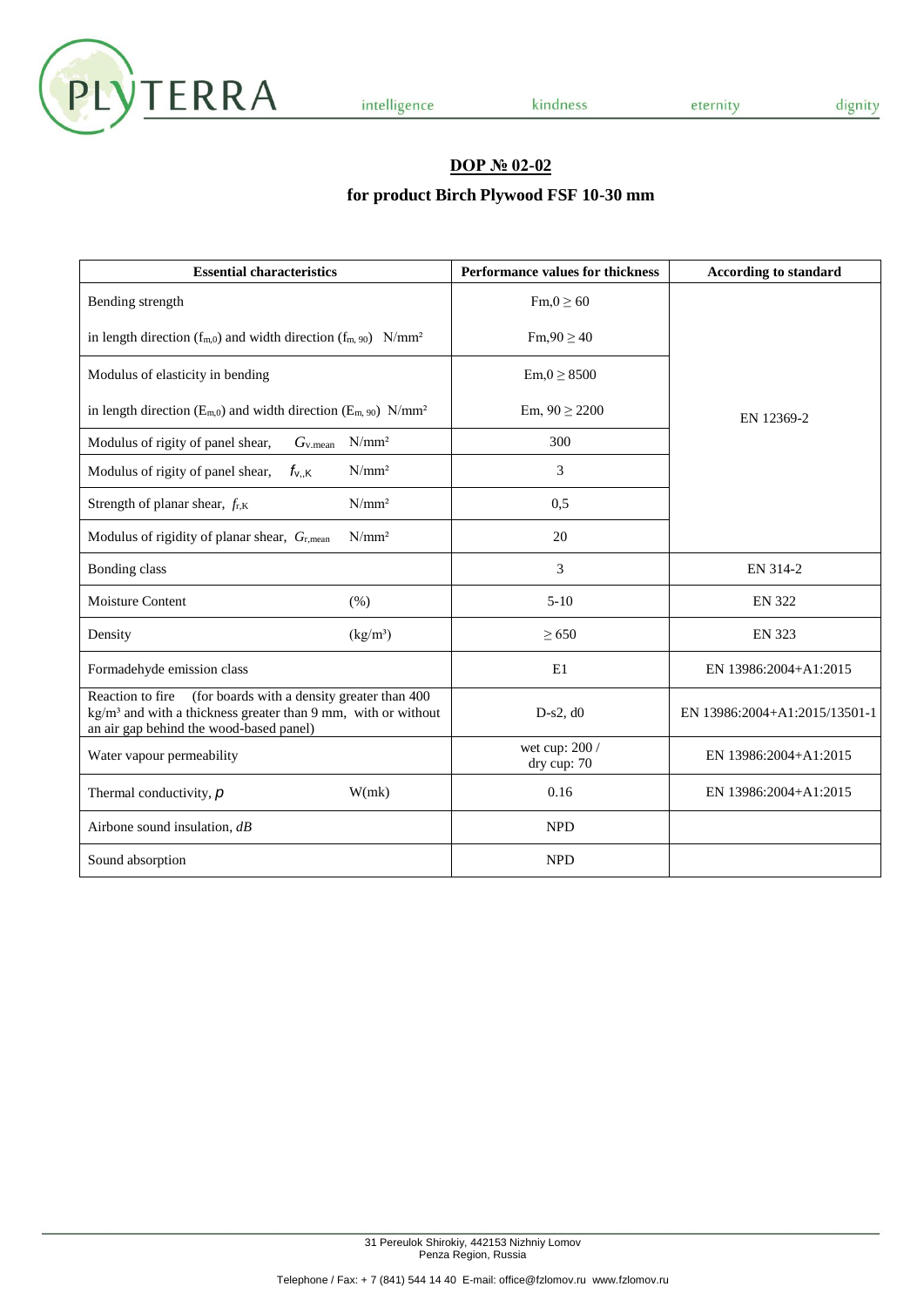## DOP № 02-02

### for product Birch Plywood FSF 10-30 mm

| Essential characteristics | | Performance values for thickness | According to standard |
|---|---|---|---|
| Bending strength<br>in length direction ($f_{m,0}$) and width direction ($f_{m,90}$) N/mm² | | Fm,0 ≥ 60<br>Fm,90 ≥ 40 | EN 12369-2 |
| Modulus of elasticity in bending<br>in length direction ($E_{m,0}$) and width direction ($E_{m,90}$) N/mm² | | Em,0 ≥ 8500<br>Em, 90 ≥ 2200 | |
| Modulus of rigity of panel shear, $G_{v.mean}$ | N/mm² | 300 | |
| Modulus of rigity of panel shear, $f_{v,,K}$ | N/mm² | 3 | |
| Strength of planar shear, $f_{r,K}$ | N/mm² | 0,5 | |
| Modulus of rigidity of planar shear, $G_{r,mean}$ | N/mm² | 20 | |
| Bonding class | | 3 | EN 314-2 |
| Moisture Content | (%) | 5-10 | EN 322 |
| Density | (kg/m³) | ≥ 650 | EN 323 |
| Formadehyde emission class | | E1 | EN 13986:2004+A1:2015 |
| Reaction to fire (for boards with a density greater than 400 kg/m³ and with a thickness greater than 9 mm, with or without an air gap behind the wood-based panel) | | D-s2, d0 | EN 13986:2004+A1:2015/13501-1 |
| Water vapour permeability | | wet cup: 200 /<br>dry cup: 70 | EN 13986:2004+A1:2015 |
| Thermal conductivity, $p$ | W(mk) | 0.16 | EN 13986:2004+A1:2015 |
| Airbone sound insulation, *dB* | | NPD | |
| Sound absorption | | NPD | |

31 Pereulok Shirokiy, 442153 Nizhniy Lomov
Penza Region, Russia

Telephone / Fax: + 7 (841) 544 14 40 E-mail: office@fzlomov.ru www.fzlomov.ru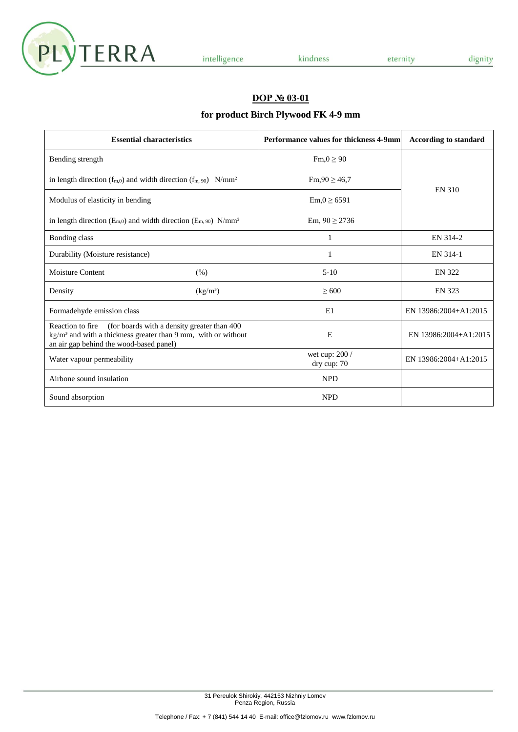## DOP № 03-01

### for product Birch Plywood FK 4-9 mm

| Essential characteristics | Performance values for thickness 4-9mm | According to standard |
|---|---|---|
| Bending strength | $F_{m,0} \geq 90$ | EN 310 |
| in length direction ($f_{m,0}$) and width direction ($f_{m,90}$) N/mm² | $F_{m,90} \geq 46{,}7$ | |
| Modulus of elasticity in bending | $E_{m,0} \geq 6591$ | |
| in length direction ($E_{m,0}$) and width direction ($E_{m,90}$) N/mm² | $E_{m,90} \geq 2736$ | |
| Bonding class | 1 | EN 314-2 |
| Durability (Moisture resistance) | 1 | EN 314-1 |
| Moisture Content (%) | 5-10 | EN 322 |
| Density (kg/m³) | ≥ 600 | EN 323 |
| Formadehyde emission class | E1 | EN 13986:2004+A1:2015 |
| Reaction to fire (for boards with a density greater than 400 kg/m³ and with a thickness greater than 9 mm, with or without an air gap behind the wood-based panel) | E | EN 13986:2004+A1:2015 |
| Water vapour permeability | wet cup: 200 / dry cup: 70 | EN 13986:2004+A1:2015 |
| Airbone sound insulation | NPD | |
| Sound absorption | NPD | |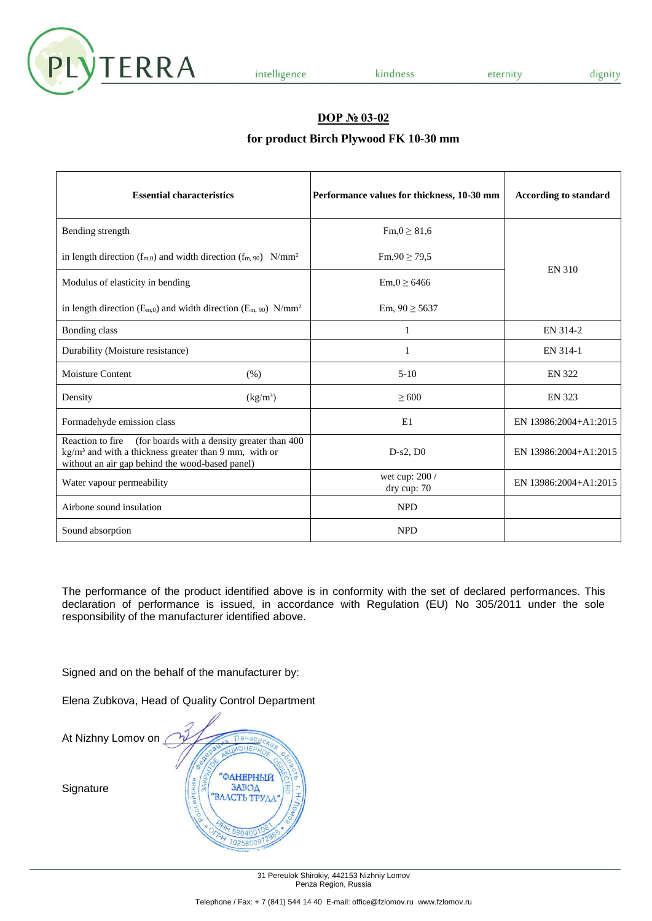## DOP № 03-02

### for product Birch Plywood FK 10-30 mm

| Essential characteristics | Performance values for thickness, 10-30 mm | According to standard |
|---|---|---|
| Bending strength<br>in length direction ($f_{m,0}$) and width direction ($f_{m,90}$) N/mm² | $F_{m,0} \geq 81,6$<br>$F_{m,90} \geq 79,5$ | EN 310 |
| Modulus of elasticity in bending<br>in length direction ($E_{m,0}$) and width direction ($E_{m,90}$) N/mm² | $E_{m,0} \geq 6466$<br>$E_{m,90} \geq 5637$ | EN 310 |
| Bonding class | 1 | EN 314-2 |
| Durability (Moisture resistance) | 1 | EN 314-1 |
| Moisture Content (%) | 5-10 | EN 322 |
| Density (kg/m³) | ≥ 600 | EN 323 |
| Formadehyde emission class | E1 | EN 13986:2004+A1:2015 |
| Reaction to fire (for boards with a density greater than 400 kg/m³ and with a thickness greater than 9 mm, with or without an air gap behind the wood-based panel) | D-s2, D0 | EN 13986:2004+A1:2015 |
| Water vapour permeability | wet cup: 200 / dry cup: 70 | EN 13986:2004+A1:2015 |
| Airbone sound insulation | NPD | |
| Sound absorption | NPD | |

The performance of the product identified above is in conformity with the set of declared performances. This declaration of performance is issued, in accordance with Regulation (EU) No 305/2011 under the sole responsibility of the manufacturer identified above.

Signed and on the behalf of the manufacturer by:

Elena Zubkova, Head of Quality Control Department

At Nizhny Lomov on

Signature

31 Pereulok Shirokiy, 442153 Nizhniy Lomov
Penza Region, Russia

Telephone / Fax: + 7 (841) 544 14 40 E-mail: office@fzlomov.ru www.fzlomov.ru